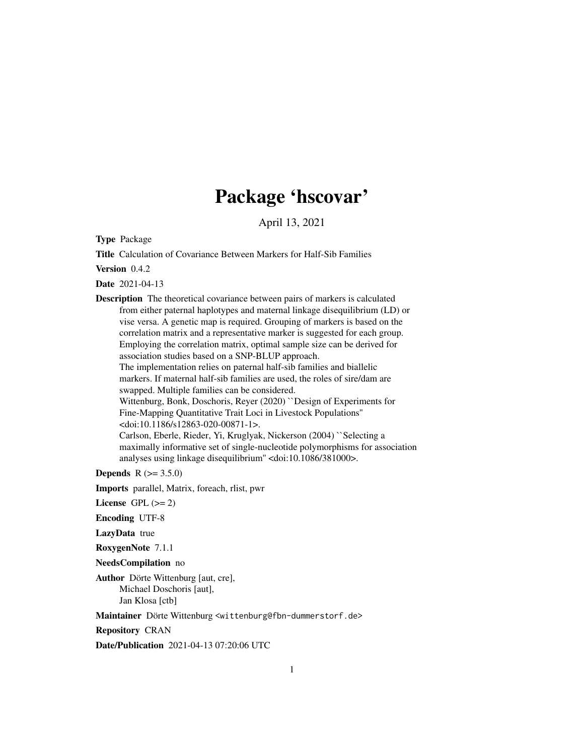# Package 'hscovar'

April 13, 2021

**Type** Package

**Title** Calculation of Covariance Between Markers for Half-Sib Families

**Version** 0.4.2

**Date** 2021-04-13

**Description** The theoretical covariance between pairs of markers is calculated from either paternal haplotypes and maternal linkage disequilibrium (LD) or vise versa. A genetic map is required. Grouping of markers is based on the correlation matrix and a representative marker is suggested for each group. Employing the correlation matrix, optimal sample size can be derived for association studies based on a SNP-BLUP approach.
The implementation relies on paternal half-sib families and biallelic markers. If maternal half-sib families are used, the roles of sire/dam are swapped. Multiple families can be considered.
Wittenburg, Bonk, Doschoris, Reyer (2020) ``Design of Experiments for Fine-Mapping Quantitative Trait Loci in Livestock Populations'' <doi:10.1186/s12863-020-00871-1>.
Carlson, Eberle, Rieder, Yi, Kruglyak, Nickerson (2004) ``Selecting a maximally informative set of single-nucleotide polymorphisms for association analyses using linkage disequilibrium'' <doi:10.1086/381000>.

**Depends** R (>= 3.5.0)

**Imports** parallel, Matrix, foreach, rlist, pwr

**License** GPL (>= 2)

**Encoding** UTF-8

**LazyData** true

**RoxygenNote** 7.1.1

**NeedsCompilation** no

**Author** Dörte Wittenburg [aut, cre],
Michael Doschoris [aut],
Jan Klosa [ctb]

**Maintainer** Dörte Wittenburg <wittenburg@fbn-dummerstorf.de>

**Repository** CRAN

**Date/Publication** 2021-04-13 07:20:06 UTC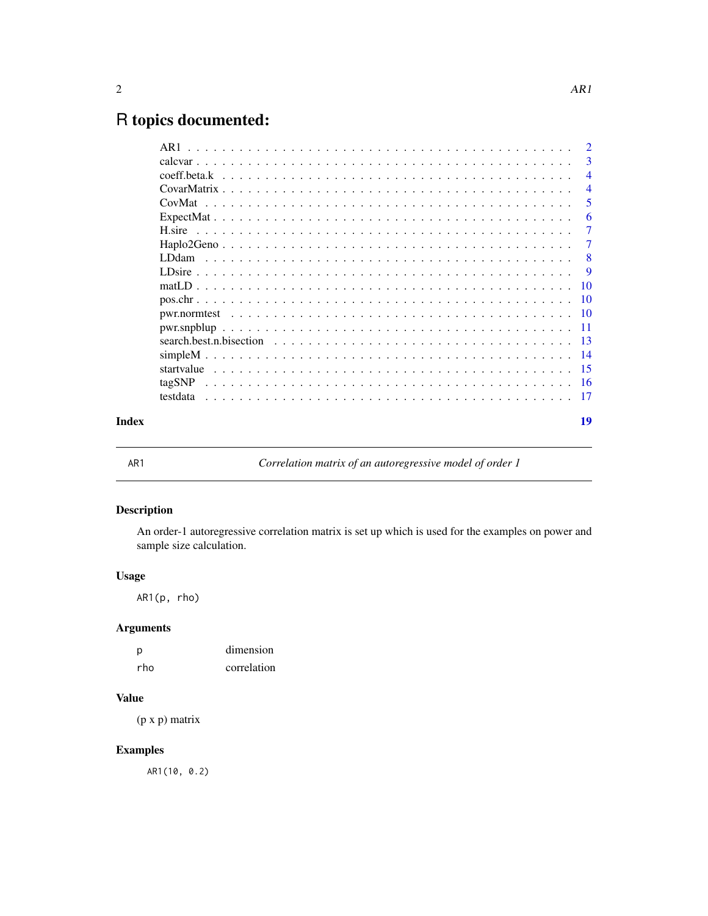# R topics documented:

| | |
|---|---|
| AR1 | 2 |
| calcvar | 3 |
| coeff.beta.k | 4 |
| CovarMatrix | 4 |
| CovMat | 5 |
| ExpectMat | 6 |
| H.sire | 7 |
| Haplo2Geno | 7 |
| LDdam | 8 |
| LDsire | 9 |
| matLD | 10 |
| pos.chr | 10 |
| pwr.normtest | 10 |
| pwr.snpblup | 11 |
| search.best.n.bisection | 13 |
| simpleM | 14 |
| startvalue | 15 |
| tagSNP | 16 |
| testdata | 17 |

**Index** **19**

---

## AR1 — *Correlation matrix of an autoregressive model of order 1*

### Description

An order-1 autoregressive correlation matrix is set up which is used for the examples on power and sample size calculation.

### Usage

```
AR1(p, rho)
```

### Arguments

| | |
|---|---|
| p | dimension |
| rho | correlation |

### Value

(p x p) matrix

### Examples

```
AR1(10, 0.2)
```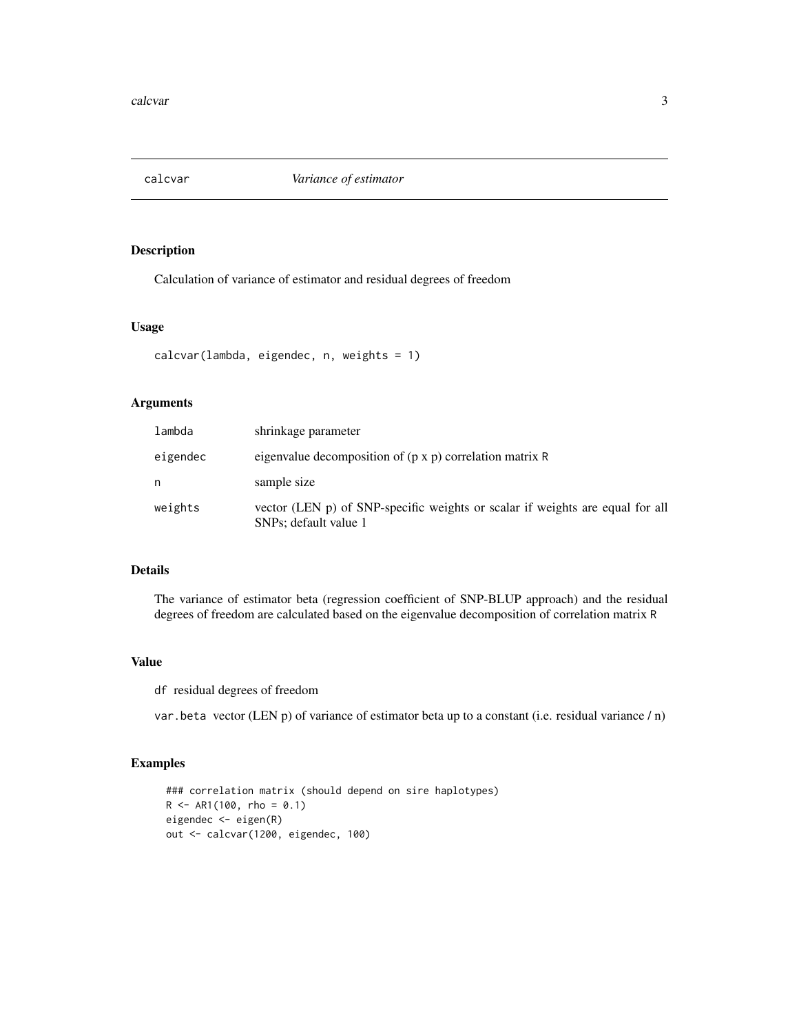# calcvar — *Variance of estimator*

## Description

Calculation of variance of estimator and residual degrees of freedom

## Usage

```
calcvar(lambda, eigendec, n, weights = 1)
```

## Arguments

| | |
|---|---|
| `lambda` | shrinkage parameter |
| `eigendec` | eigenvalue decomposition of (p x p) correlation matrix `R` |
| `n` | sample size |
| `weights` | vector (LEN p) of SNP-specific weights or scalar if weights are equal for all SNPs; default value 1 |

## Details

The variance of estimator beta (regression coefficient of SNP-BLUP approach) and the residual degrees of freedom are calculated based on the eigenvalue decomposition of correlation matrix `R`

## Value

`df` residual degrees of freedom

`var.beta` vector (LEN p) of variance of estimator beta up to a constant (i.e. residual variance / n)

## Examples

```
### correlation matrix (should depend on sire haplotypes)
R <- AR1(100, rho = 0.1)
eigendec <- eigen(R)
out <- calcvar(1200, eigendec, 100)
```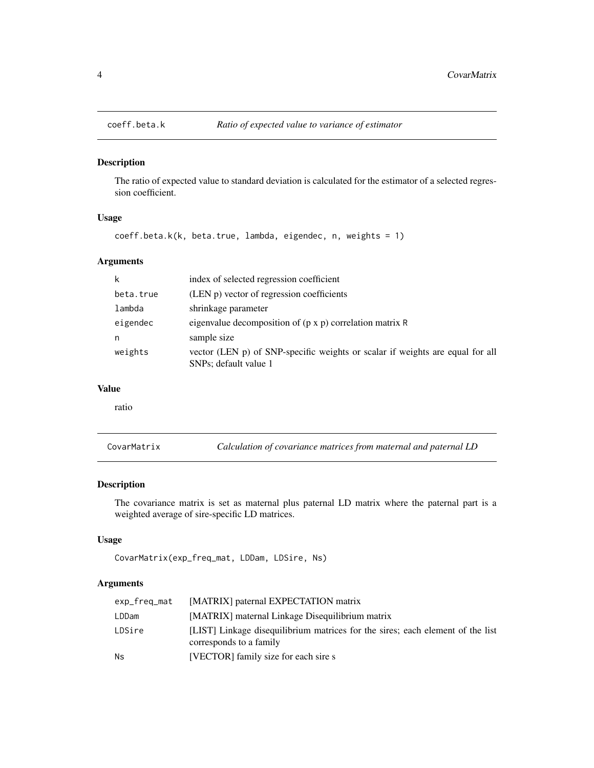## coeff.beta.k — *Ratio of expected value to variance of estimator*

### Description

The ratio of expected value to standard deviation is calculated for the estimator of a selected regression coefficient.

### Usage

```
coeff.beta.k(k, beta.true, lambda, eigendec, n, weights = 1)
```

### Arguments

| Argument | Description |
|---|---|
| k | index of selected regression coefficient |
| beta.true | (LEN p) vector of regression coefficients |
| lambda | shrinkage parameter |
| eigendec | eigenvalue decomposition of (p x p) correlation matrix R |
| n | sample size |
| weights | vector (LEN p) of SNP-specific weights or scalar if weights are equal for all SNPs; default value 1 |

### Value

ratio

## CovarMatrix — *Calculation of covariance matrices from maternal and paternal LD*

### Description

The covariance matrix is set as maternal plus paternal LD matrix where the paternal part is a weighted average of sire-specific LD matrices.

### Usage

```
CovarMatrix(exp_freq_mat, LDDam, LDSire, Ns)
```

### Arguments

| Argument | Description |
|---|---|
| exp_freq_mat | [MATRIX] paternal EXPECTATION matrix |
| LDDam | [MATRIX] maternal Linkage Disequilibrium matrix |
| LDSire | [LIST] Linkage disequilibrium matrices for the sires; each element of the list corresponds to a family |
| Ns | [VECTOR] family size for each sire s |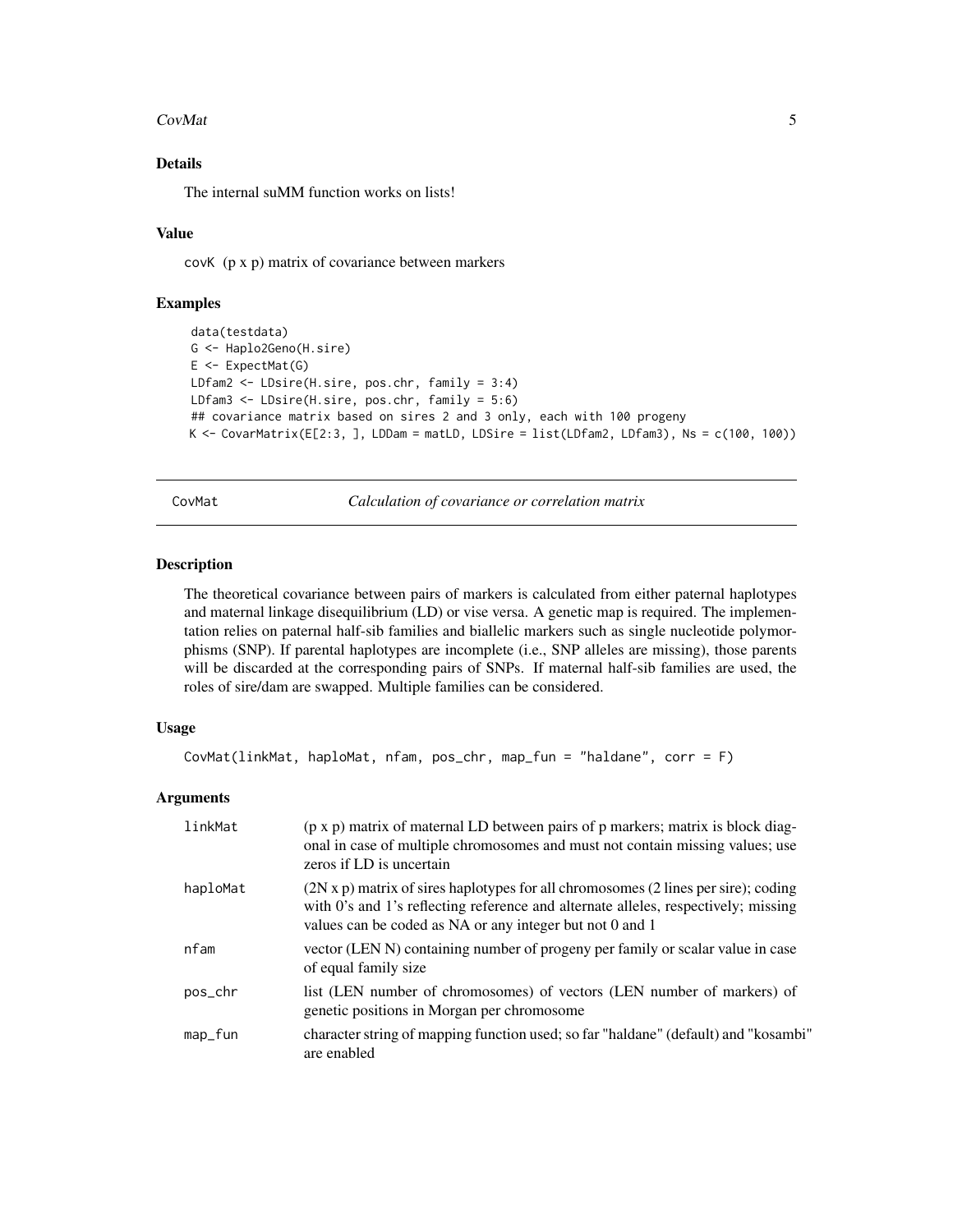### Details

The internal suMM function works on lists!

### Value

covK (p x p) matrix of covariance between markers

### Examples

```
data(testdata)
G <- Haplo2Geno(H.sire)
E <- ExpectMat(G)
LDfam2 <- LDsire(H.sire, pos.chr, family = 3:4)
LDfam3 <- LDsire(H.sire, pos.chr, family = 5:6)
## covariance matrix based on sires 2 and 3 only, each with 100 progeny
K <- CovarMatrix(E[2:3, ], LDDam = matLD, LDSire = list(LDfam2, LDfam3), Ns = c(100, 100))
```

---

## CovMat — *Calculation of covariance or correlation matrix*

### Description

The theoretical covariance between pairs of markers is calculated from either paternal haplotypes and maternal linkage disequilibrium (LD) or vise versa. A genetic map is required. The implementation relies on paternal half-sib families and biallelic markers such as single nucleotide polymorphisms (SNP). If parental haplotypes are incomplete (i.e., SNP alleles are missing), those parents will be discarded at the corresponding pairs of SNPs. If maternal half-sib families are used, the roles of sire/dam are swapped. Multiple families can be considered.

### Usage

```
CovMat(linkMat, haploMat, nfam, pos_chr, map_fun = "haldane", corr = F)
```

### Arguments

| | |
|---|---|
| `linkMat` | (p x p) matrix of maternal LD between pairs of p markers; matrix is block diagonal in case of multiple chromosomes and must not contain missing values; use zeros if LD is uncertain |
| `haploMat` | (2N x p) matrix of sires haplotypes for all chromosomes (2 lines per sire); coding with 0's and 1's reflecting reference and alternate alleles, respectively; missing values can be coded as NA or any integer but not 0 and 1 |
| `nfam` | vector (LEN N) containing number of progeny per family or scalar value in case of equal family size |
| `pos_chr` | list (LEN number of chromosomes) of vectors (LEN number of markers) of genetic positions in Morgan per chromosome |
| `map_fun` | character string of mapping function used; so far "haldane" (default) and "kosambi" are enabled |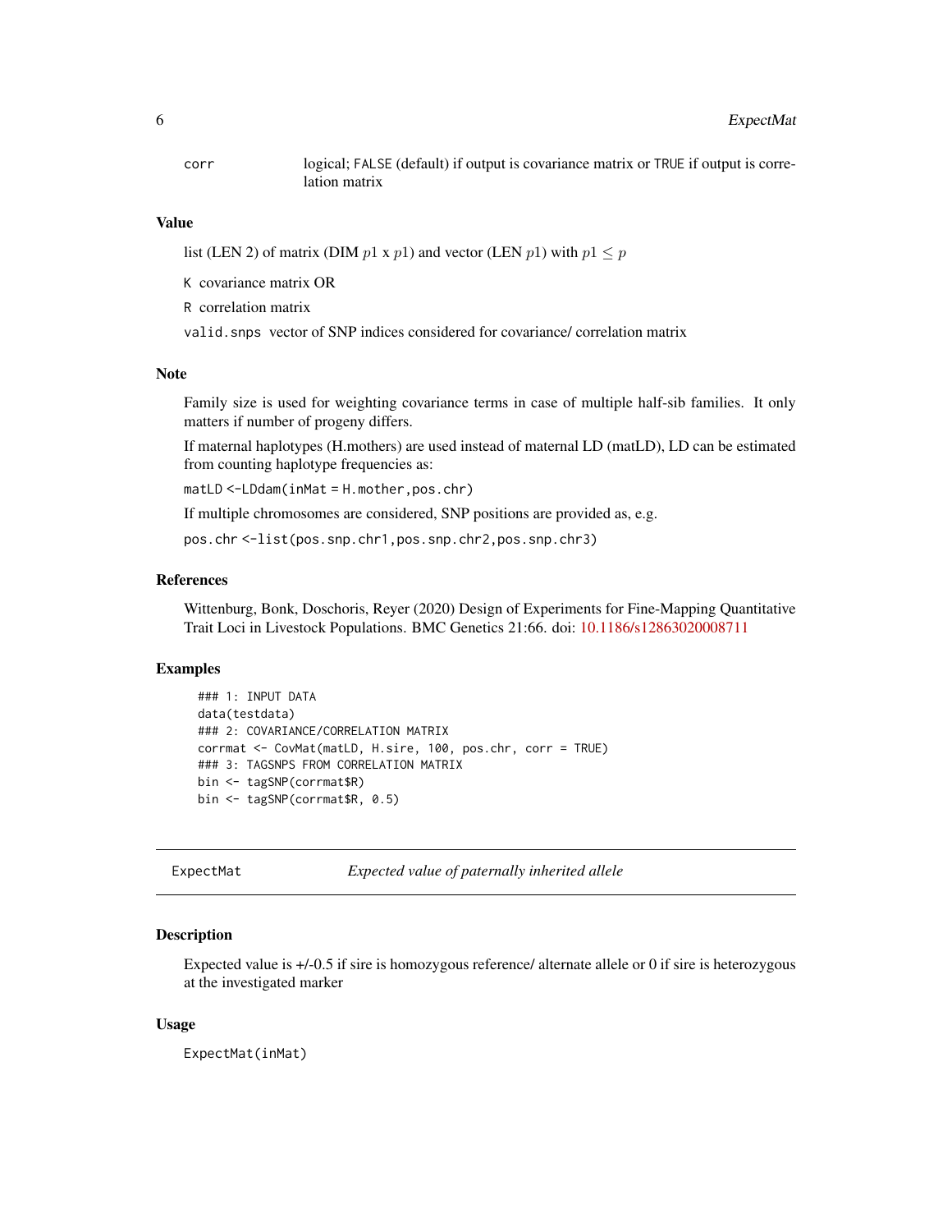| | |
|---|---|
| corr | logical; FALSE (default) if output is covariance matrix or TRUE if output is correlation matrix |

### Value

list (LEN 2) of matrix (DIM $p1$ x $p1$) and vector (LEN $p1$) with $p1 \leq p$

K covariance matrix OR

R correlation matrix

valid.snps vector of SNP indices considered for covariance/ correlation matrix

### Note

Family size is used for weighting covariance terms in case of multiple half-sib families. It only matters if number of progeny differs.

If maternal haplotypes (H.mothers) are used instead of maternal LD (matLD), LD can be estimated from counting haplotype frequencies as:

matLD <-LDdam(inMat = H.mother,pos.chr)

If multiple chromosomes are considered, SNP positions are provided as, e.g.

pos.chr <-list(pos.snp.chr1,pos.snp.chr2,pos.snp.chr3)

### References

Wittenburg, Bonk, Doschoris, Reyer (2020) Design of Experiments for Fine-Mapping Quantitative Trait Loci in Livestock Populations. BMC Genetics 21:66. doi: 10.1186/s12863020008711

### Examples

```
### 1: INPUT DATA
data(testdata)
### 2: COVARIANCE/CORRELATION MATRIX
corrmat <- CovMat(matLD, H.sire, 100, pos.chr, corr = TRUE)
### 3: TAGSNPS FROM CORRELATION MATRIX
bin <- tagSNP(corrmat$R)
bin <- tagSNP(corrmat$R, 0.5)
```

---

## ExpectMat — *Expected value of paternally inherited allele*

### Description

Expected value is +/-0.5 if sire is homozygous reference/ alternate allele or 0 if sire is heterozygous at the investigated marker

### Usage

```
ExpectMat(inMat)
```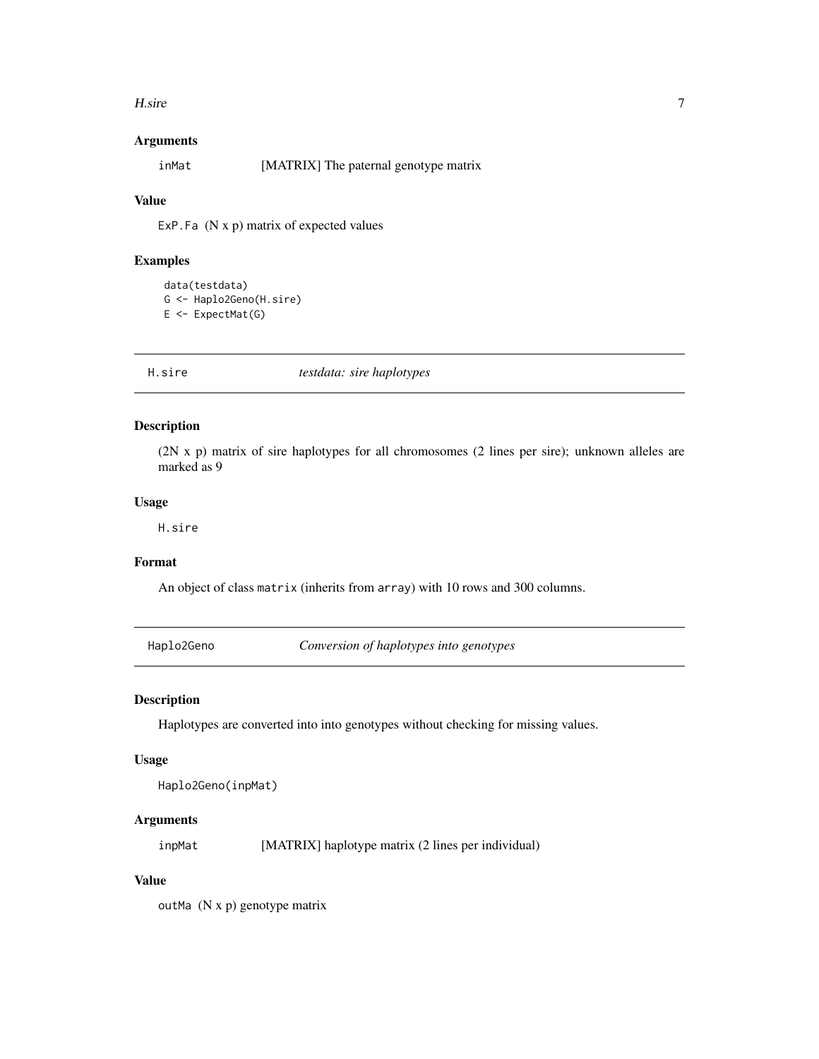### Arguments

inMat [MATRIX] The paternal genotype matrix

### Value

ExP.Fa (N x p) matrix of expected values

### Examples

```
data(testdata)
G <- Haplo2Geno(H.sire)
E <- ExpectMat(G)
```

## H.sire *testdata: sire haplotypes*

### Description

(2N x p) matrix of sire haplotypes for all chromosomes (2 lines per sire); unknown alleles are marked as 9

### Usage

```
H.sire
```

### Format

An object of class matrix (inherits from array) with 10 rows and 300 columns.

## Haplo2Geno *Conversion of haplotypes into genotypes*

### Description

Haplotypes are converted into into genotypes without checking for missing values.

### Usage

```
Haplo2Geno(inpMat)
```

### Arguments

inpMat [MATRIX] haplotype matrix (2 lines per individual)

### Value

outMa (N x p) genotype matrix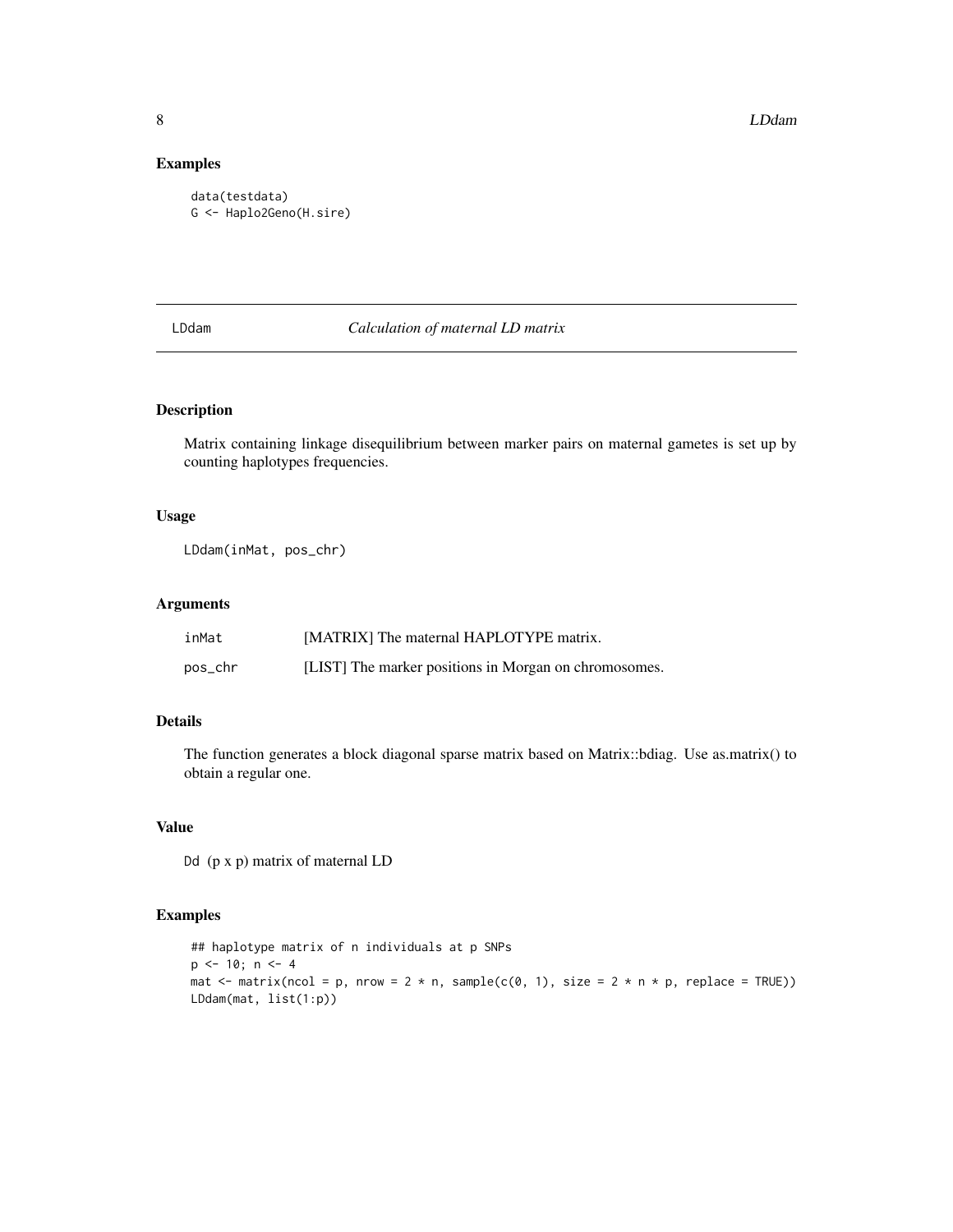## Examples

```
data(testdata)
G <- Haplo2Geno(H.sire)
```

---

# LDdam — *Calculation of maternal LD matrix*

## Description

Matrix containing linkage disequilibrium between marker pairs on maternal gametes is set up by counting haplotypes frequencies.

## Usage

```
LDdam(inMat, pos_chr)
```

## Arguments

| | |
|---|---|
| inMat | [MATRIX] The maternal HAPLOTYPE matrix. |
| pos_chr | [LIST] The marker positions in Morgan on chromosomes. |

## Details

The function generates a block diagonal sparse matrix based on Matrix::bdiag. Use as.matrix() to obtain a regular one.

## Value

Dd (p x p) matrix of maternal LD

## Examples

```
## haplotype matrix of n individuals at p SNPs
p <- 10; n <- 4
mat <- matrix(ncol = p, nrow = 2 * n, sample(c(0, 1), size = 2 * n * p, replace = TRUE))
LDdam(mat, list(1:p))
```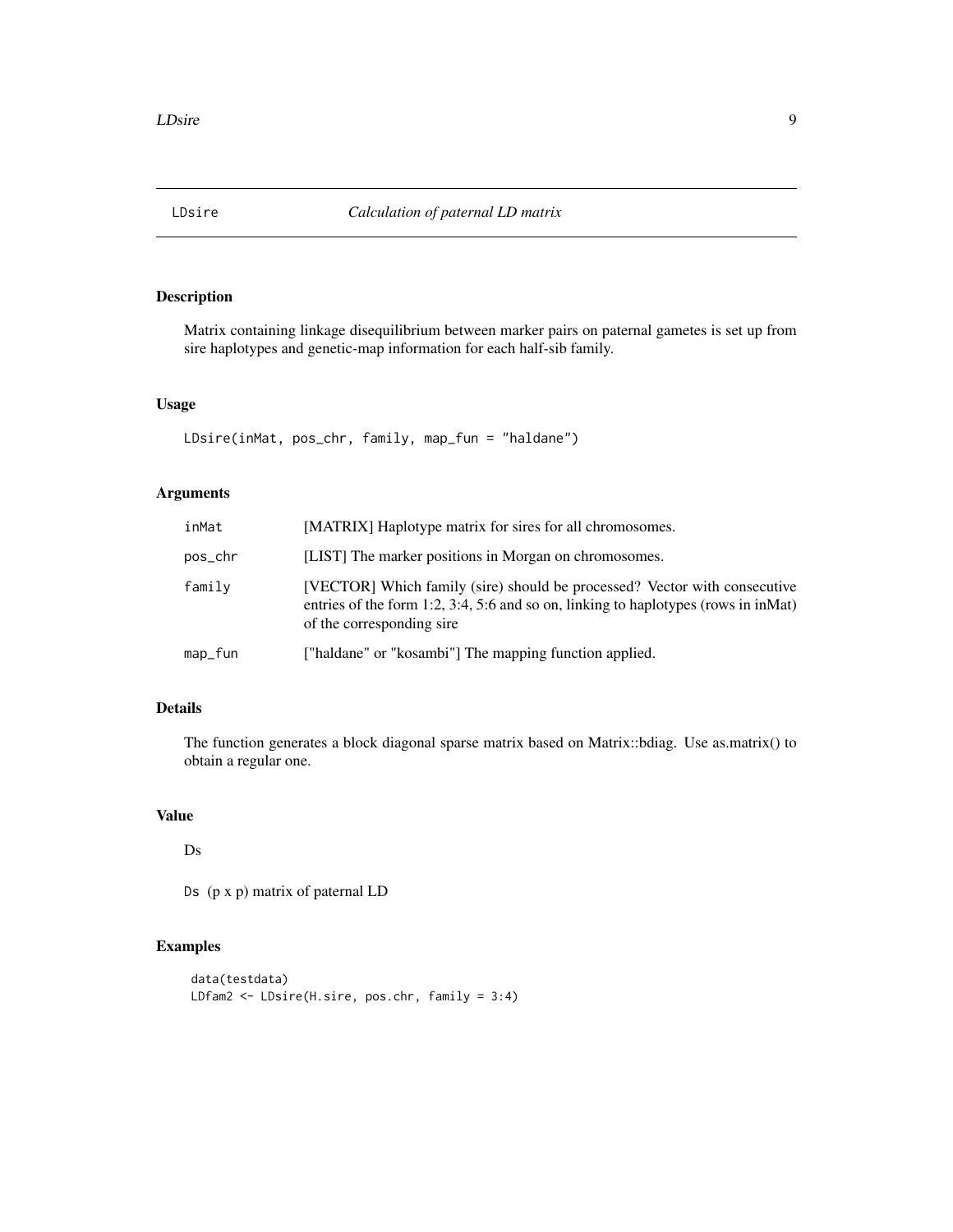## LDsire    *Calculation of paternal LD matrix*

### Description

Matrix containing linkage disequilibrium between marker pairs on paternal gametes is set up from sire haplotypes and genetic-map information for each half-sib family.

### Usage

```
LDsire(inMat, pos_chr, family, map_fun = "haldane")
```

### Arguments

| | |
|---|---|
| inMat | [MATRIX] Haplotype matrix for sires for all chromosomes. |
| pos_chr | [LIST] The marker positions in Morgan on chromosomes. |
| family | [VECTOR] Which family (sire) should be processed? Vector with consecutive entries of the form 1:2, 3:4, 5:6 and so on, linking to haplotypes (rows in inMat) of the corresponding sire |
| map_fun | ["haldane" or "kosambi"] The mapping function applied. |

### Details

The function generates a block diagonal sparse matrix based on Matrix::bdiag. Use as.matrix() to obtain a regular one.

### Value

Ds

`Ds` (p x p) matrix of paternal LD

### Examples

```
data(testdata)
LDfam2 <- LDsire(H.sire, pos.chr, family = 3:4)
```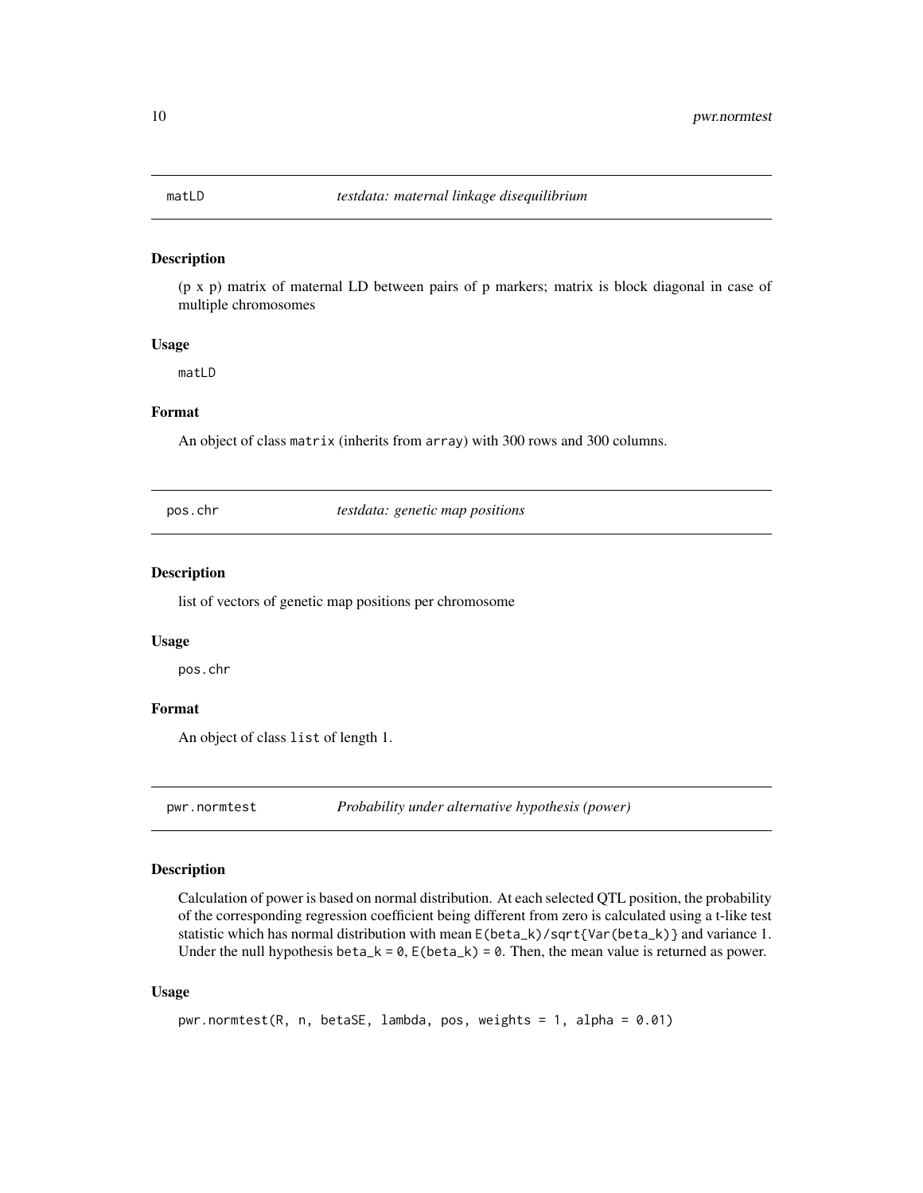## matLD *testdata: maternal linkage disequilibrium*

### Description

(p x p) matrix of maternal LD between pairs of p markers; matrix is block diagonal in case of multiple chromosomes

### Usage

```
matLD
```

### Format

An object of class `matrix` (inherits from `array`) with 300 rows and 300 columns.

## pos.chr *testdata: genetic map positions*

### Description

list of vectors of genetic map positions per chromosome

### Usage

```
pos.chr
```

### Format

An object of class `list` of length 1.

## pwr.normtest *Probability under alternative hypothesis (power)*

### Description

Calculation of power is based on normal distribution. At each selected QTL position, the probability of the corresponding regression coefficient being different from zero is calculated using a t-like test statistic which has normal distribution with mean `E(beta_k)/sqrt{Var(beta_k)}` and variance 1. Under the null hypothesis `beta_k = 0`, `E(beta_k) = 0`. Then, the mean value is returned as power.

### Usage

```
pwr.normtest(R, n, betaSE, lambda, pos, weights = 1, alpha = 0.01)
```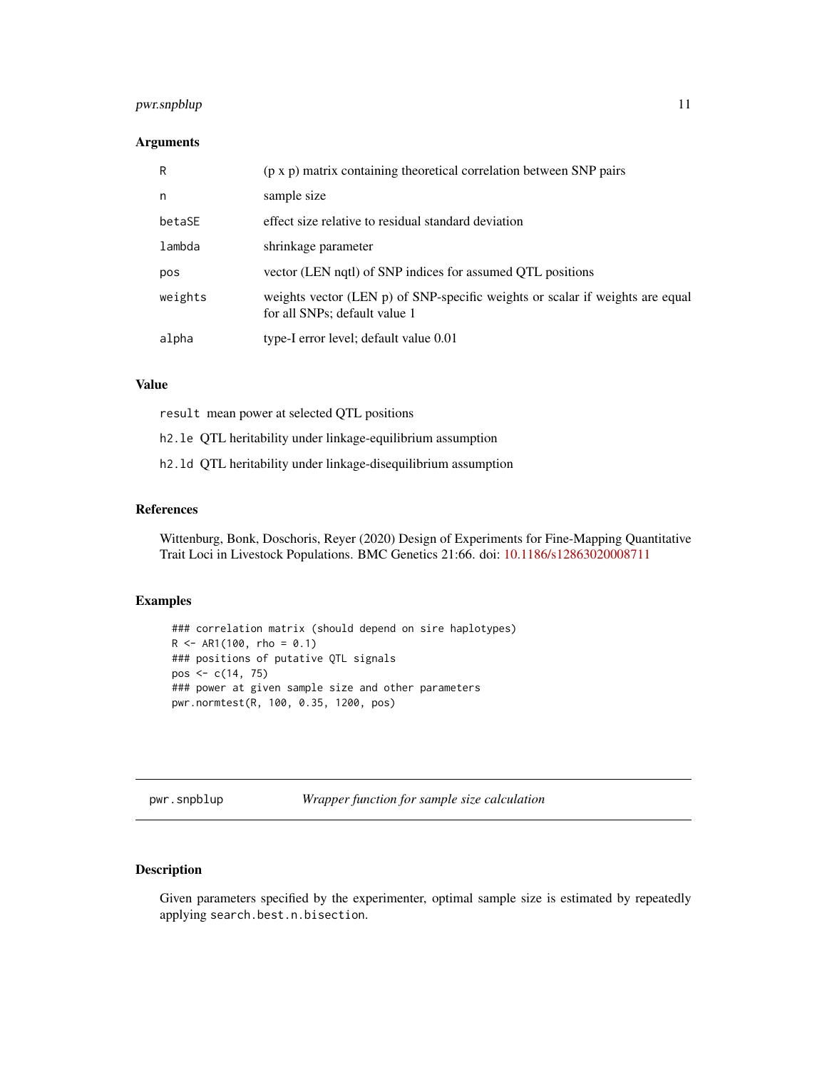## Arguments

| | |
|---|---|
| R | (p x p) matrix containing theoretical correlation between SNP pairs |
| n | sample size |
| betaSE | effect size relative to residual standard deviation |
| lambda | shrinkage parameter |
| pos | vector (LEN nqtl) of SNP indices for assumed QTL positions |
| weights | weights vector (LEN p) of SNP-specific weights or scalar if weights are equal for all SNPs; default value 1 |
| alpha | type-I error level; default value 0.01 |

## Value

`result` mean power at selected QTL positions

`h2.le` QTL heritability under linkage-equilibrium assumption

`h2.ld` QTL heritability under linkage-disequilibrium assumption

## References

Wittenburg, Bonk, Doschoris, Reyer (2020) Design of Experiments for Fine-Mapping Quantitative Trait Loci in Livestock Populations. BMC Genetics 21:66. doi: 10.1186/s12863020008711

## Examples

```
### correlation matrix (should depend on sire haplotypes)
R <- AR1(100, rho = 0.1)
### positions of putative QTL signals
pos <- c(14, 75)
### power at given sample size and other parameters
pwr.normtest(R, 100, 0.35, 1200, pos)
```

---

# pwr.snpblup — *Wrapper function for sample size calculation*

## Description

Given parameters specified by the experimenter, optimal sample size is estimated by repeatedly applying `search.best.n.bisection`.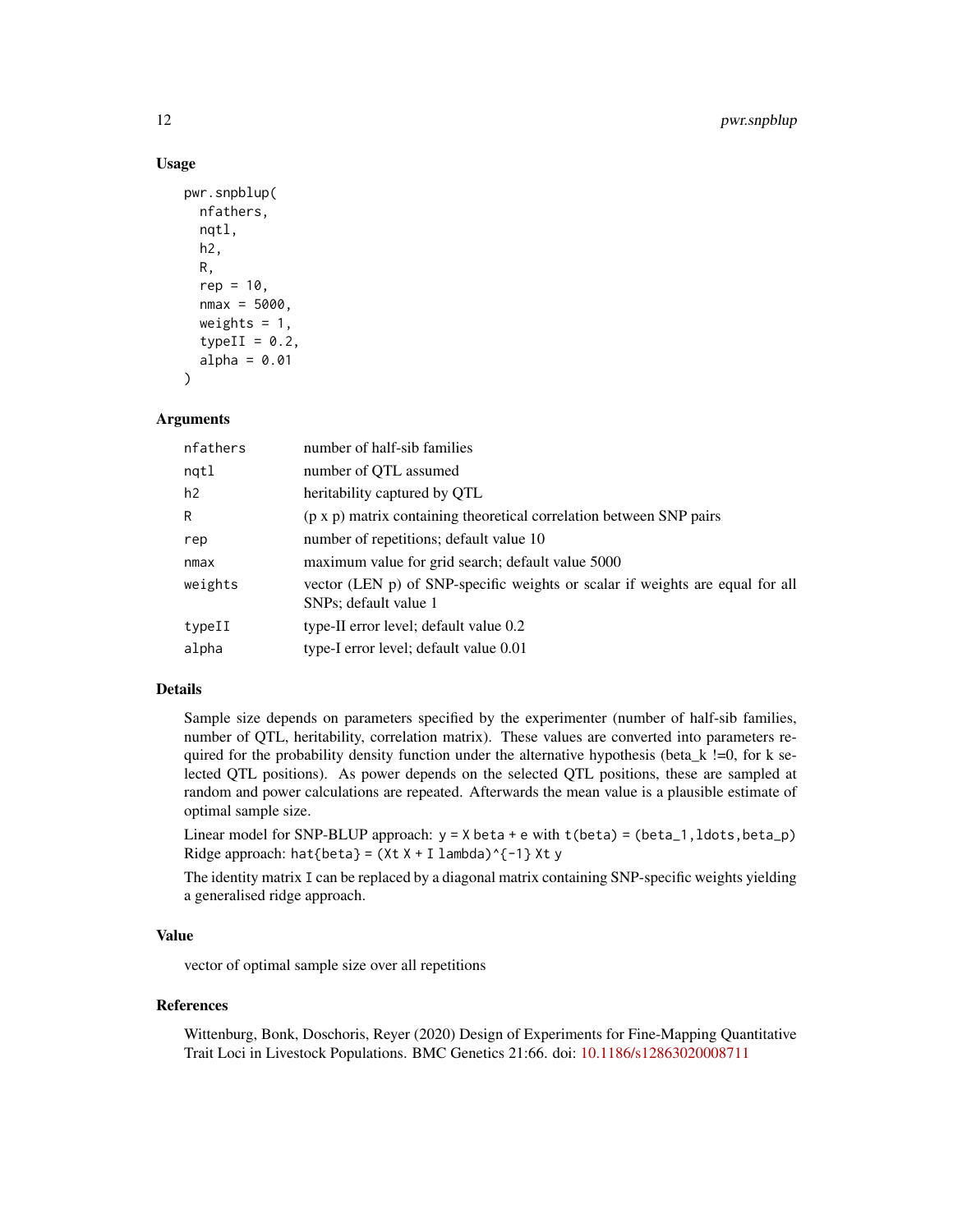## Usage

```
pwr.snpblup(
  nfathers,
  nqtl,
  h2,
  R,
  rep = 10,
  nmax = 5000,
  weights = 1,
  typeII = 0.2,
  alpha = 0.01
)
```

## Arguments

| | |
|---|---|
| `nfathers` | number of half-sib families |
| `nqtl` | number of QTL assumed |
| `h2` | heritability captured by QTL |
| `R` | (p x p) matrix containing theoretical correlation between SNP pairs |
| `rep` | number of repetitions; default value 10 |
| `nmax` | maximum value for grid search; default value 5000 |
| `weights` | vector (LEN p) of SNP-specific weights or scalar if weights are equal for all SNPs; default value 1 |
| `typeII` | type-II error level; default value 0.2 |
| `alpha` | type-I error level; default value 0.01 |

## Details

Sample size depends on parameters specified by the experimenter (number of half-sib families, number of QTL, heritability, correlation matrix). These values are converted into parameters required for the probability density function under the alternative hypothesis (beta_k !=0, for k selected QTL positions). As power depends on the selected QTL positions, these are sampled at random and power calculations are repeated. Afterwards the mean value is a plausible estimate of optimal sample size.

Linear model for SNP-BLUP approach: `y = X beta + e` with `t(beta) = (beta_1,ldots,beta_p)`
Ridge approach: `hat{beta} = (Xt X + I lambda)^{-1} Xt y`

The identity matrix `I` can be replaced by a diagonal matrix containing SNP-specific weights yielding a generalised ridge approach.

## Value

vector of optimal sample size over all repetitions

## References

Wittenburg, Bonk, Doschoris, Reyer (2020) Design of Experiments for Fine-Mapping Quantitative Trait Loci in Livestock Populations. BMC Genetics 21:66. doi: 10.1186/s12863020008711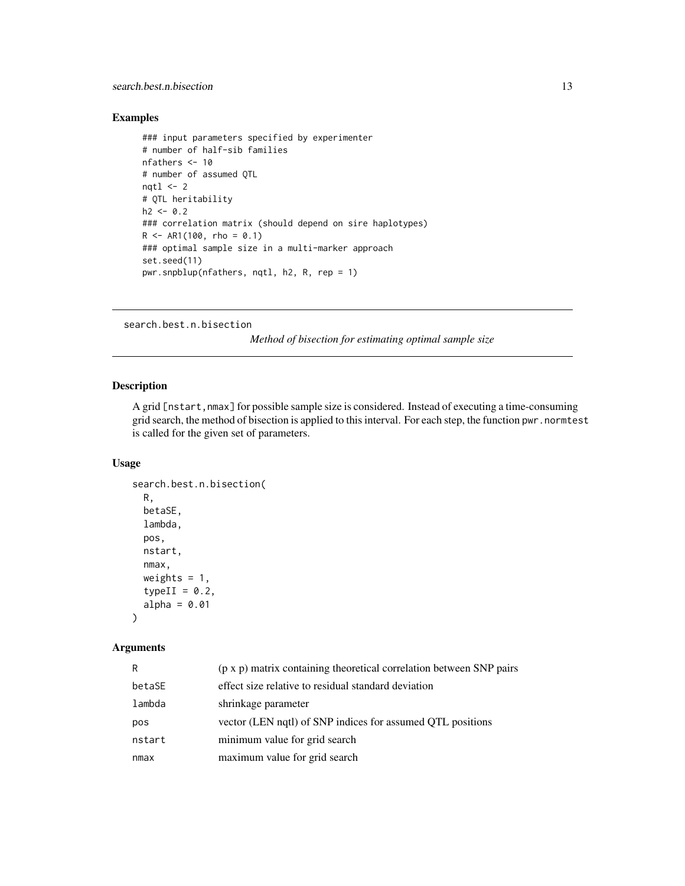## Examples

```
### input parameters specified by experimenter
# number of half-sib families
nfathers <- 10
# number of assumed QTL
nqtl <- 2
# QTL heritability
h2 <- 0.2
### correlation matrix (should depend on sire haplotypes)
R <- AR1(100, rho = 0.1)
### optimal sample size in a multi-marker approach
set.seed(11)
pwr.snpblup(nfathers, nqtl, h2, R, rep = 1)
```

---

# search.best.n.bisection

*Method of bisection for estimating optimal sample size*

---

## Description

A grid [nstart,nmax] for possible sample size is considered. Instead of executing a time-consuming grid search, the method of bisection is applied to this interval. For each step, the function `pwr.normtest` is called for the given set of parameters.

## Usage

```
search.best.n.bisection(
  R,
  betaSE,
  lambda,
  pos,
  nstart,
  nmax,
  weights = 1,
  typeII = 0.2,
  alpha = 0.01
)
```

## Arguments

| | |
|---|---|
| R | (p x p) matrix containing theoretical correlation between SNP pairs |
| betaSE | effect size relative to residual standard deviation |
| lambda | shrinkage parameter |
| pos | vector (LEN nqtl) of SNP indices for assumed QTL positions |
| nstart | minimum value for grid search |
| nmax | maximum value for grid search |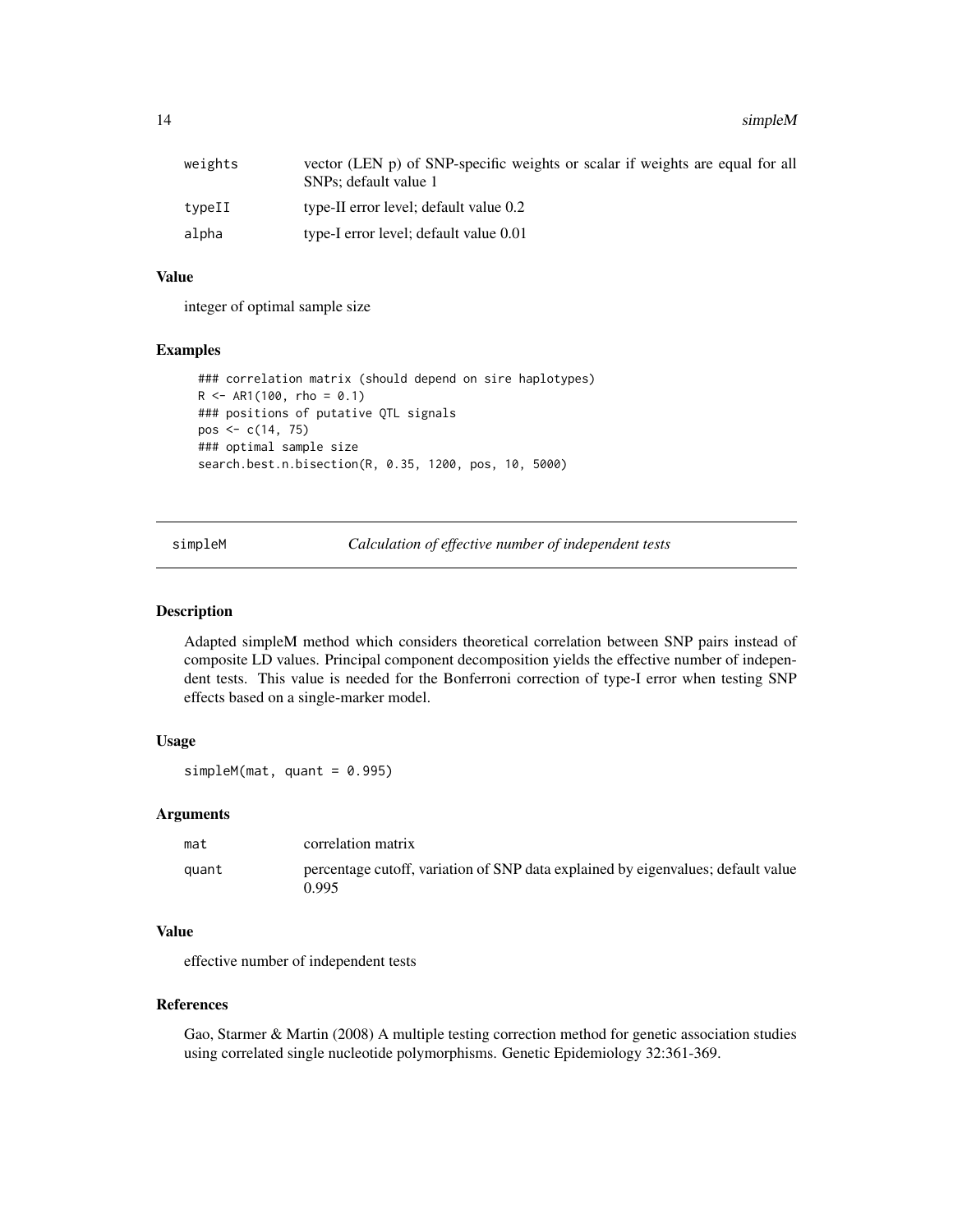| | |
|---|---|
| weights | vector (LEN p) of SNP-specific weights or scalar if weights are equal for all SNPs; default value 1 |
| typeII | type-II error level; default value 0.2 |
| alpha | type-I error level; default value 0.01 |

### Value

integer of optimal sample size

### Examples

```
### correlation matrix (should depend on sire haplotypes)
R <- AR1(100, rho = 0.1)
### positions of putative QTL signals
pos <- c(14, 75)
### optimal sample size
search.best.n.bisection(R, 0.35, 1200, pos, 10, 5000)
```

---

## simpleM — *Calculation of effective number of independent tests*

### Description

Adapted simpleM method which considers theoretical correlation between SNP pairs instead of composite LD values. Principal component decomposition yields the effective number of independent tests. This value is needed for the Bonferroni correction of type-I error when testing SNP effects based on a single-marker model.

### Usage

```
simpleM(mat, quant = 0.995)
```

### Arguments

| | |
|---|---|
| mat | correlation matrix |
| quant | percentage cutoff, variation of SNP data explained by eigenvalues; default value 0.995 |

### Value

effective number of independent tests

### References

Gao, Starmer & Martin (2008) A multiple testing correction method for genetic association studies using correlated single nucleotide polymorphisms. Genetic Epidemiology 32:361-369.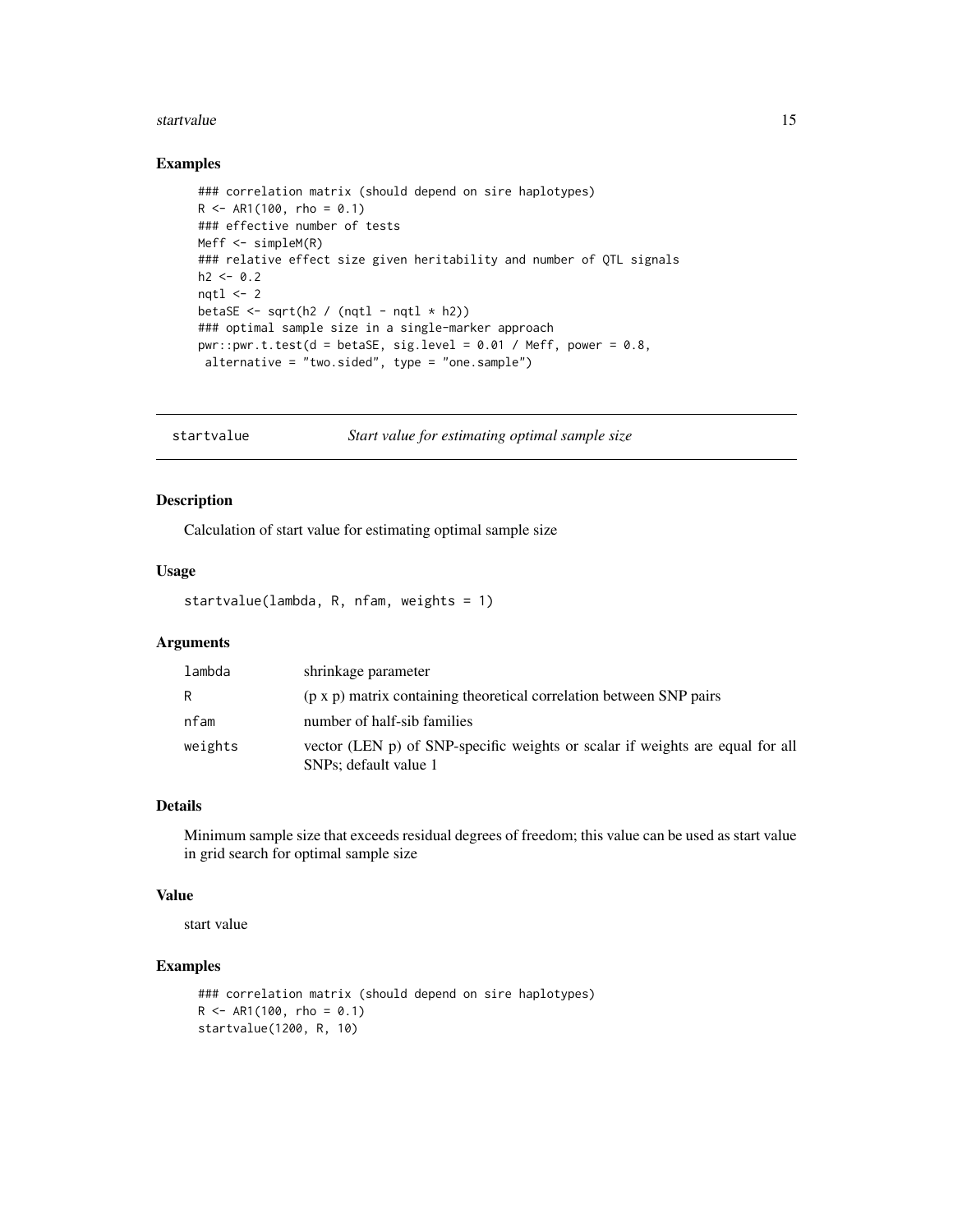## Examples

```
### correlation matrix (should depend on sire haplotypes)
R <- AR1(100, rho = 0.1)
### effective number of tests
Meff <- simpleM(R)
### relative effect size given heritability and number of QTL signals
h2 <- 0.2
nqtl <- 2
betaSE <- sqrt(h2 / (nqtl - nqtl * h2))
### optimal sample size in a single-marker approach
pwr::pwr.t.test(d = betaSE, sig.level = 0.01 / Meff, power = 0.8,
 alternative = "two.sided", type = "one.sample")
```

---

# startvalue — *Start value for estimating optimal sample size*

---

## Description

Calculation of start value for estimating optimal sample size

## Usage

```
startvalue(lambda, R, nfam, weights = 1)
```

## Arguments

| | |
|---|---|
| `lambda` | shrinkage parameter |
| `R` | (p x p) matrix containing theoretical correlation between SNP pairs |
| `nfam` | number of half-sib families |
| `weights` | vector (LEN p) of SNP-specific weights or scalar if weights are equal for all SNPs; default value 1 |

## Details

Minimum sample size that exceeds residual degrees of freedom; this value can be used as start value in grid search for optimal sample size

## Value

start value

## Examples

```
### correlation matrix (should depend on sire haplotypes)
R <- AR1(100, rho = 0.1)
startvalue(1200, R, 10)
```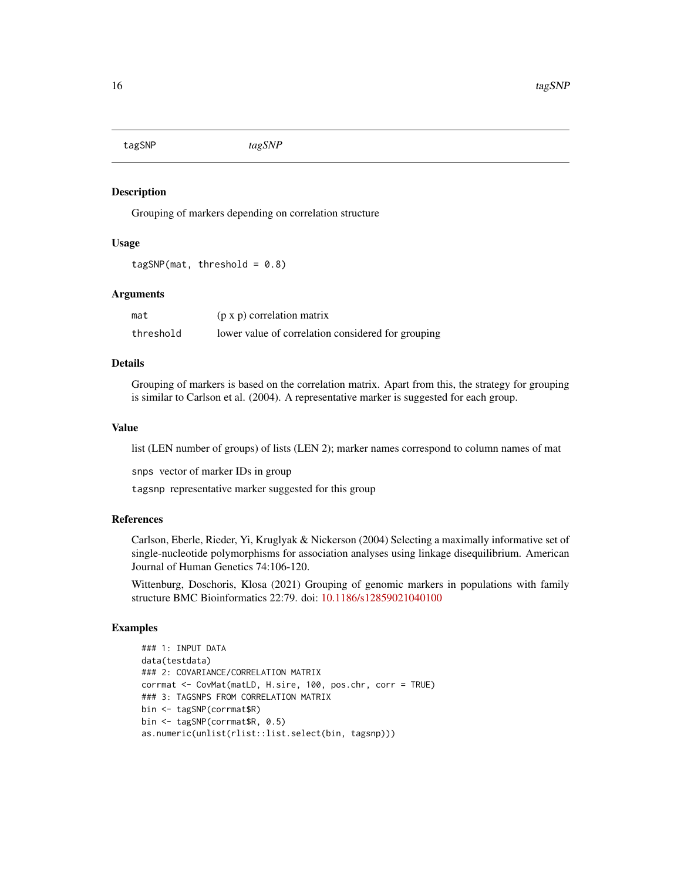## tagSNP *tagSNP*

### Description

Grouping of markers depending on correlation structure

### Usage

```
tagSNP(mat, threshold = 0.8)
```

### Arguments

| | |
|---|---|
| `mat` | (p x p) correlation matrix |
| `threshold` | lower value of correlation considered for grouping |

### Details

Grouping of markers is based on the correlation matrix. Apart from this, the strategy for grouping is similar to Carlson et al. (2004). A representative marker is suggested for each group.

### Value

list (LEN number of groups) of lists (LEN 2); marker names correspond to column names of mat

`snps` vector of marker IDs in group

`tagsnp` representative marker suggested for this group

### References

Carlson, Eberle, Rieder, Yi, Kruglyak & Nickerson (2004) Selecting a maximally informative set of single-nucleotide polymorphisms for association analyses using linkage disequilibrium. American Journal of Human Genetics 74:106-120.

Wittenburg, Doschoris, Klosa (2021) Grouping of genomic markers in populations with family structure BMC Bioinformatics 22:79. doi: 10.1186/s12859021040100

### Examples

```
### 1: INPUT DATA
data(testdata)
### 2: COVARIANCE/CORRELATION MATRIX
corrmat <- CovMat(matLD, H.sire, 100, pos.chr, corr = TRUE)
### 3: TAGSNPS FROM CORRELATION MATRIX
bin <- tagSNP(corrmat$R)
bin <- tagSNP(corrmat$R, 0.5)
as.numeric(unlist(rlist::list.select(bin, tagsnp)))
```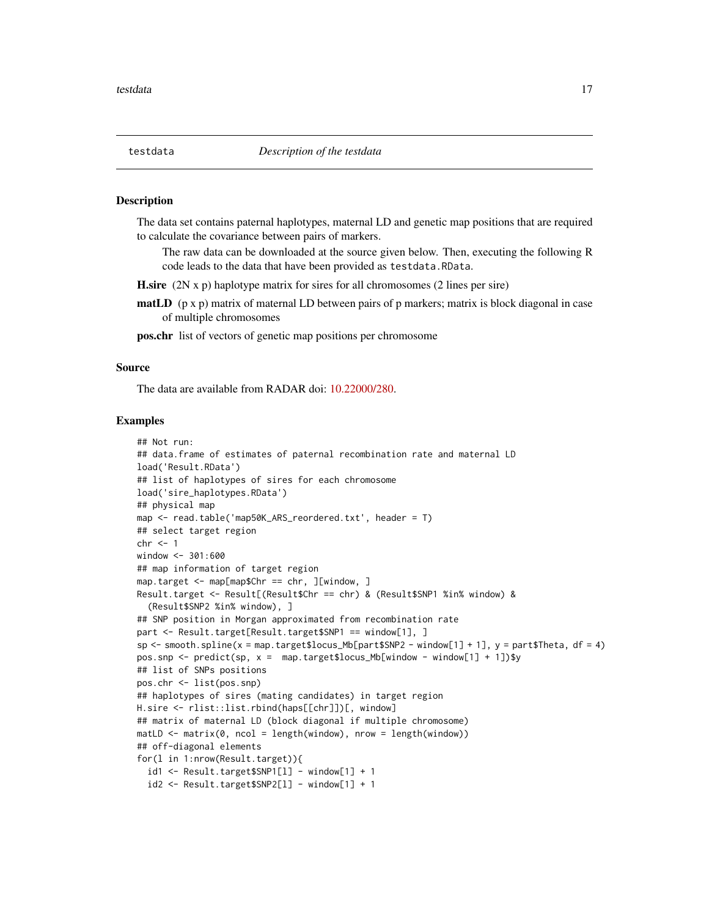`testdata` *Description of the testdata*

## Description

The data set contains paternal haplotypes, maternal LD and genetic map positions that are required to calculate the covariance between pairs of markers.

The raw data can be downloaded at the source given below. Then, executing the following R code leads to the data that have been provided as `testdata.RData`.

**H.sire** (2N x p) haplotype matrix for sires for all chromosomes (2 lines per sire)

**matLD** (p x p) matrix of maternal LD between pairs of p markers; matrix is block diagonal in case of multiple chromosomes

**pos.chr** list of vectors of genetic map positions per chromosome

## Source

The data are available from RADAR doi: 10.22000/280.

## Examples

```
## Not run:
## data.frame of estimates of paternal recombination rate and maternal LD
load('Result.RData')
## list of haplotypes of sires for each chromosome
load('sire_haplotypes.RData')
## physical map
map <- read.table('map50K_ARS_reordered.txt', header = T)
## select target region
chr <- 1
window <- 301:600
## map information of target region
map.target <- map[map$Chr == chr, ][window, ]
Result.target <- Result[(Result$Chr == chr) & (Result$SNP1 %in% window) &
  (Result$SNP2 %in% window), ]
## SNP position in Morgan approximated from recombination rate
part <- Result.target[Result.target$SNP1 == window[1], ]
sp <- smooth.spline(x = map.target$locus_Mb[part$SNP2 - window[1] + 1], y = part$Theta, df = 4)
pos.snp <- predict(sp, x =  map.target$locus_Mb[window - window[1] + 1])$y
## list of SNPs positions
pos.chr <- list(pos.snp)
## haplotypes of sires (mating candidates) in target region
H.sire <- rlist::list.rbind(haps[[chr]])[, window]
## matrix of maternal LD (block diagonal if multiple chromosome)
matLD <- matrix(0, ncol = length(window), nrow = length(window))
## off-diagonal elements
for(l in 1:nrow(Result.target)){
  id1 <- Result.target$SNP1[l] - window[1] + 1
  id2 <- Result.target$SNP2[l] - window[1] + 1
```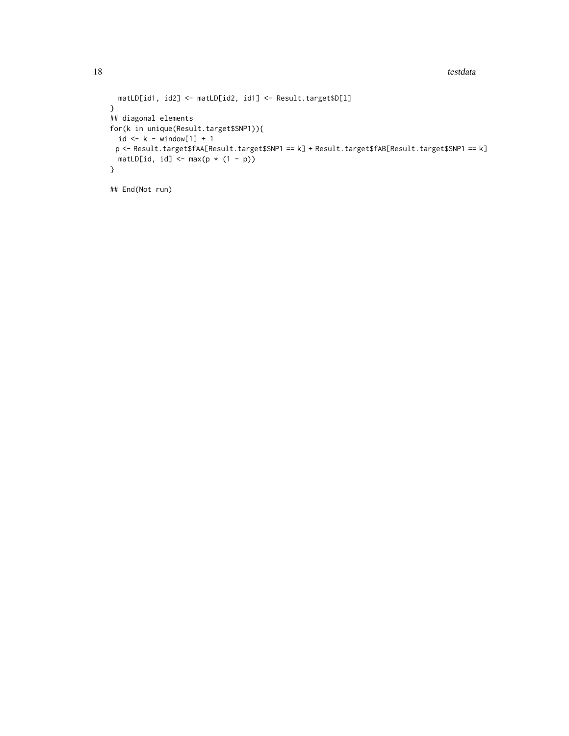```
  matLD[id1, id2] <- matLD[id2, id1] <- Result.target$D[l]
}
## diagonal elements
for(k in unique(Result.target$SNP1)){
  id <- k - window[1] + 1
  p <- Result.target$fAA[Result.target$SNP1 == k] + Result.target$fAB[Result.target$SNP1 == k]
  matLD[id, id] <- max(p * (1 - p))
}

## End(Not run)
```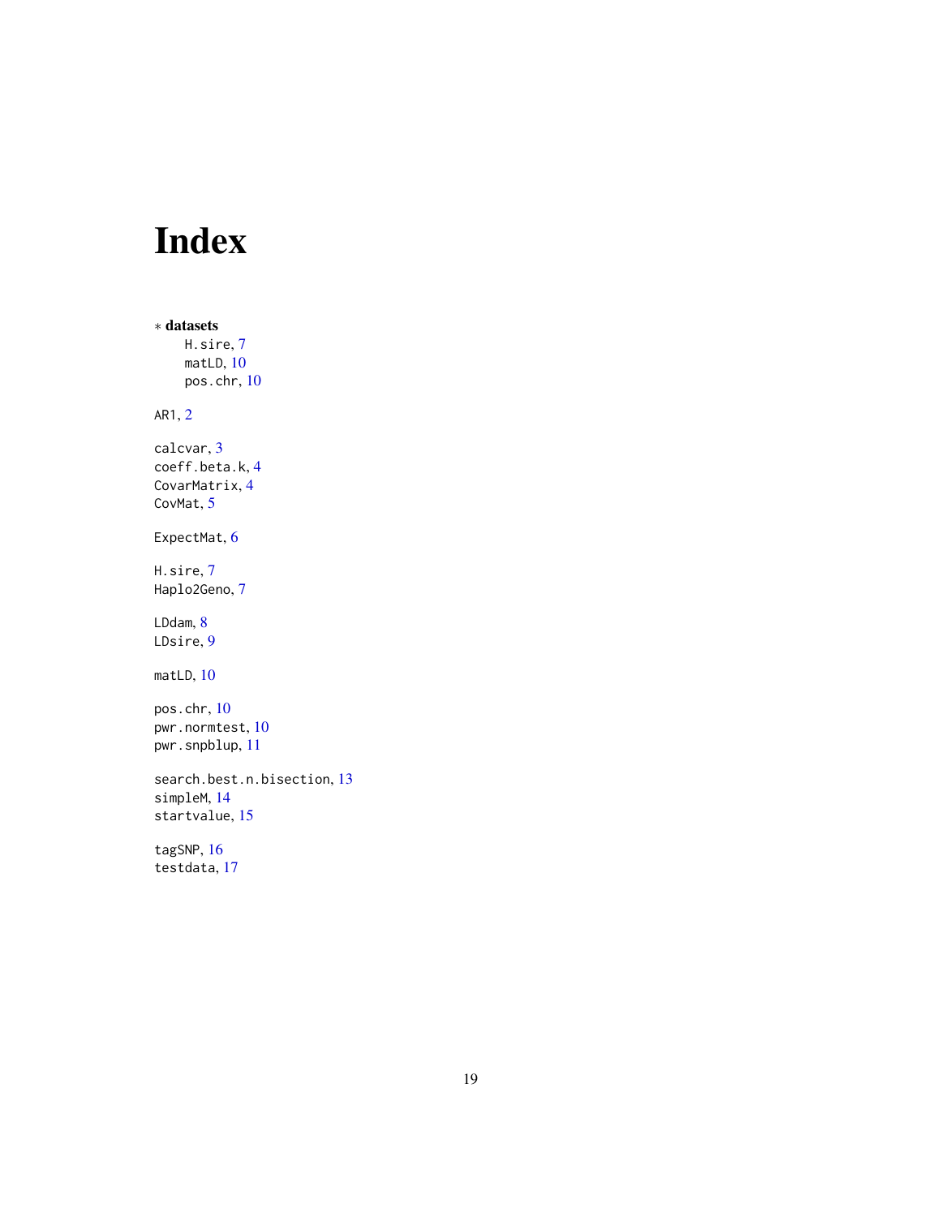# Index

* **datasets**
    - H.sire, 7
    - matLD, 10
    - pos.chr, 10

AR1, 2

calcvar, 3
coeff.beta.k, 4
CovarMatrix, 4
CovMat, 5

ExpectMat, 6

H.sire, 7
Haplo2Geno, 7

LDdam, 8
LDsire, 9

matLD, 10

pos.chr, 10
pwr.normtest, 10
pwr.snpblup, 11

search.best.n.bisection, 13
simpleM, 14
startvalue, 15

tagSNP, 16
testdata, 17